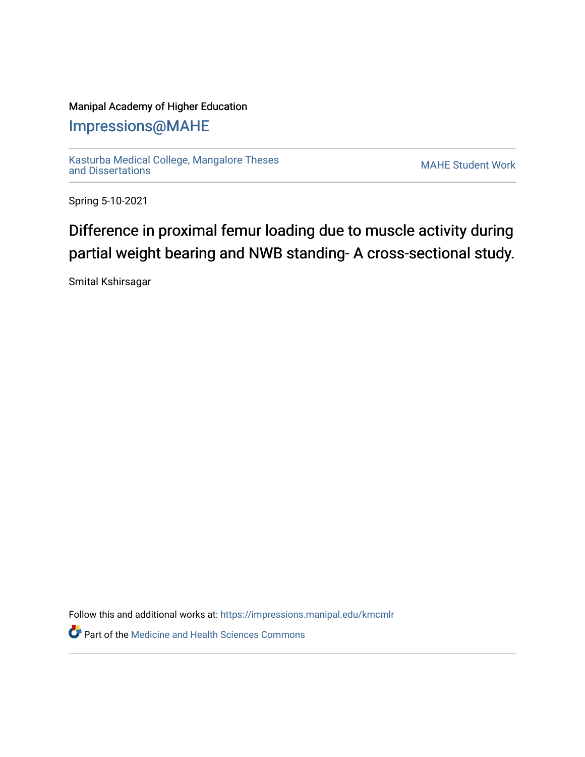Manipal Academy of Higher Education

## Impressions@MAHE

Kasturba Medical College, Mangalore Theses and Dissertations

MAHE Student Work

Spring 5-10-2021

# Difference in proximal femur loading due to muscle activity during partial weight bearing and NWB standing- A cross-sectional study.

Smital Kshirsagar

Follow this and additional works at: https://impressions.manipal.edu/kmcmlr

Part of the Medicine and Health Sciences Commons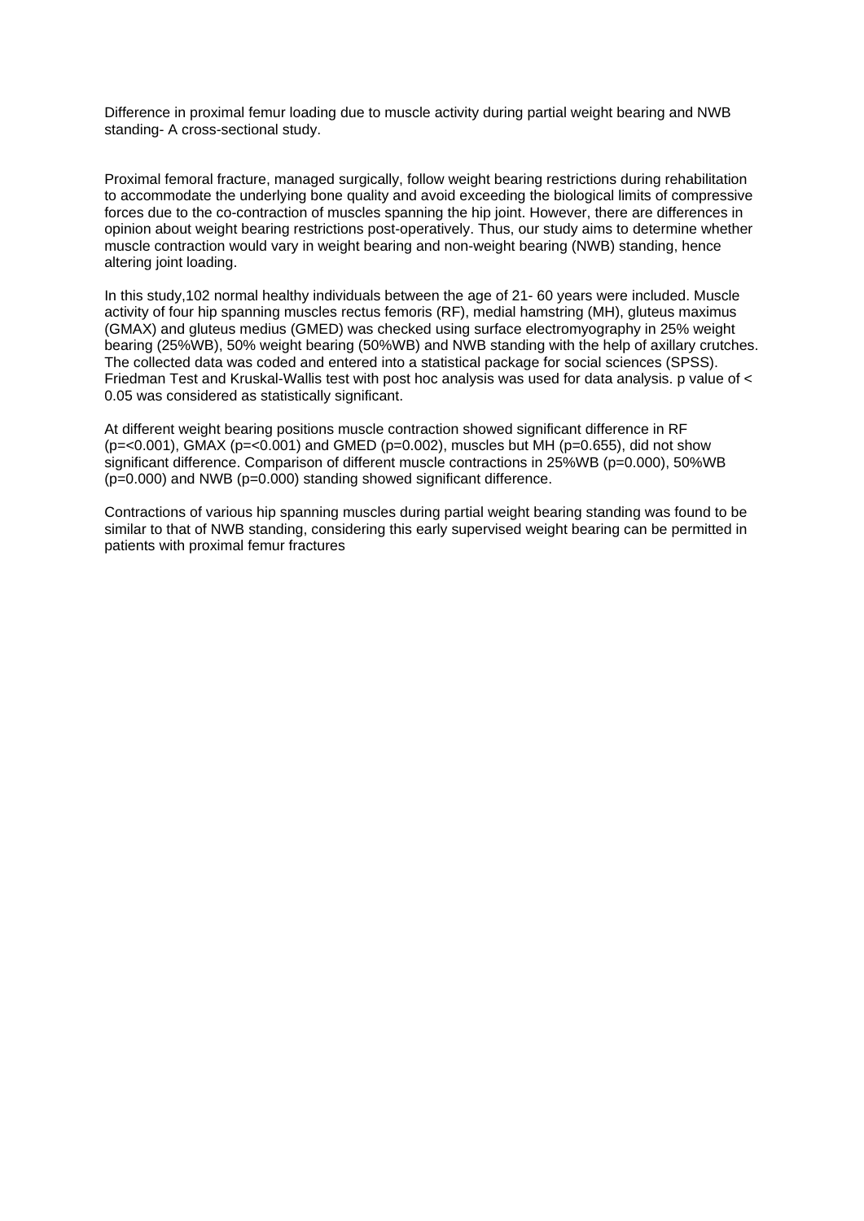Difference in proximal femur loading due to muscle activity during partial weight bearing and NWB standing- A cross-sectional study.

Proximal femoral fracture, managed surgically, follow weight bearing restrictions during rehabilitation to accommodate the underlying bone quality and avoid exceeding the biological limits of compressive forces due to the co-contraction of muscles spanning the hip joint. However, there are differences in opinion about weight bearing restrictions post-operatively. Thus, our study aims to determine whether muscle contraction would vary in weight bearing and non-weight bearing (NWB) standing, hence altering joint loading.

In this study,102 normal healthy individuals between the age of 21- 60 years were included. Muscle activity of four hip spanning muscles rectus femoris (RF), medial hamstring (MH), gluteus maximus (GMAX) and gluteus medius (GMED) was checked using surface electromyography in 25% weight bearing (25%WB), 50% weight bearing (50%WB) and NWB standing with the help of axillary crutches. The collected data was coded and entered into a statistical package for social sciences (SPSS). Friedman Test and Kruskal-Wallis test with post hoc analysis was used for data analysis. p value of < 0.05 was considered as statistically significant.

At different weight bearing positions muscle contraction showed significant difference in RF (p=<0.001), GMAX (p=<0.001) and GMED (p=0.002), muscles but MH (p=0.655), did not show significant difference. Comparison of different muscle contractions in 25%WB (p=0.000), 50%WB (p=0.000) and NWB (p=0.000) standing showed significant difference.

Contractions of various hip spanning muscles during partial weight bearing standing was found to be similar to that of NWB standing, considering this early supervised weight bearing can be permitted in patients with proximal femur fractures